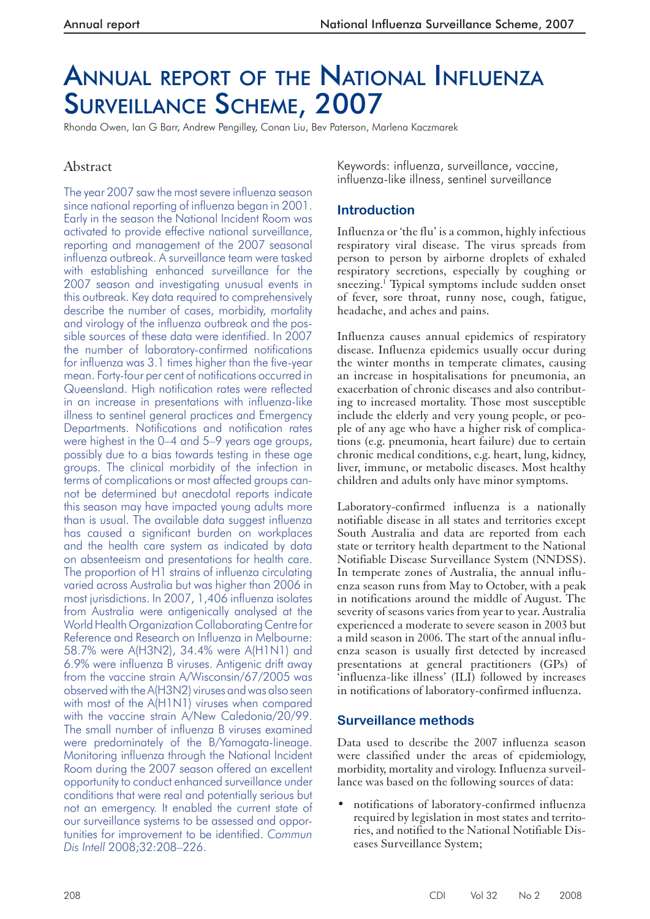# Annual report of the National Influenza Surveillance Scheme, 2007

Rhonda Owen, Ian G Barr, Andrew Pengilley, Conan Liu, Bev Paterson, Marlena Kaczmarek

## Abstract

The year 2007 saw the most severe influenza season since national reporting of influenza began in 2001. Early in the season the National Incident Room was activated to provide effective national surveillance, reporting and management of the 2007 seasonal influenza outbreak. A surveillance team were tasked with establishing enhanced surveillance for the 2007 season and investigating unusual events in this outbreak. Key data required to comprehensively describe the number of cases, morbidity, mortality and virology of the influenza outbreak and the possible sources of these data were identified. In 2007 the number of laboratory-confirmed notifications for influenza was 3.1 times higher than the five-year mean. Forty-four per cent of notifications occurred in Queensland. High notification rates were reflected in an increase in presentations with influenza-like illness to sentinel general practices and Emergency Departments. Notifications and notification rates were highest in the 0–4 and 5–9 years age groups, possibly due to a bias towards testing in these age groups. The clinical morbidity of the infection in terms of complications or most affected groups cannot be determined but anecdotal reports indicate this season may have impacted young adults more than is usual. The available data suggest influenza has caused a significant burden on workplaces and the health care system as indicated by data on absenteeism and presentations for health care. The proportion of H1 strains of influenza circulating varied across Australia but was higher than 2006 in most jurisdictions. In 2007, 1,406 influenza isolates from Australia were antigenically analysed at the World Health Organization Collaborating Centre for Reference and Research on Influenza in Melbourne: 58.7% were A(H3N2), 34.4% were A(H1N1) and 6.9% were influenza B viruses. Antigenic drift away from the vaccine strain A/Wisconsin/67/2005 was observed with the A(H3N2) viruses and was also seen with most of the A(H1N1) viruses when compared with the vaccine strain A/New Caledonia/20/99. The small number of influenza B viruses examined were predominately of the B/Yamagata-lineage. Monitoring influenza through the National Incident Room during the 2007 season offered an excellent opportunity to conduct enhanced surveillance under conditions that were real and potentially serious but not an emergency. It enabled the current state of our surveillance systems to be assessed and opportunities for improvement to be identified. *Commun Dis Intell* 2008;32:208–226.

Keywords: influenza, surveillance, vaccine, influenza-like illness, sentinel surveillance

## Introduction

Influenza or 'the flu' is a common, highly infectious respiratory viral disease. The virus spreads from person to person by airborne droplets of exhaled respiratory secretions, especially by coughing or sneezing.[1] Typical symptoms include sudden onset of fever, sore throat, runny nose, cough, fatigue, headache, and aches and pains.

Influenza causes annual epidemics of respiratory disease. Influenza epidemics usually occur during the winter months in temperate climates, causing an increase in hospitalisations for pneumonia, an exacerbation of chronic diseases and also contributing to increased mortality. Those most susceptible include the elderly and very young people, or people of any age who have a higher risk of complications (e.g. pneumonia, heart failure) due to certain chronic medical conditions, e.g. heart, lung, kidney, liver, immune, or metabolic diseases. Most healthy children and adults only have minor symptoms.

Laboratory-confirmed influenza is a nationally notifiable disease in all states and territories except South Australia and data are reported from each state or territory health department to the National Notifiable Disease Surveillance System (NNDSS). In temperate zones of Australia, the annual influenza season runs from May to October, with a peak in notifications around the middle of August. The severity of seasons varies from year to year. Australia experienced a moderate to severe season in 2003 but a mild season in 2006. The start of the annual influenza season is usually first detected by increased presentations at general practitioners (GPs) of 'influenza-like illness' (ILI) followed by increases in notifications of laboratory-confirmed influenza.

## Surveillance methods

Data used to describe the 2007 influenza season were classified under the areas of epidemiology, morbidity, mortality and virology. Influenza surveillance was based on the following sources of data:

- notifications of laboratory-confirmed influenza required by legislation in most states and territories, and notified to the National Notifiable Diseases Surveillance System;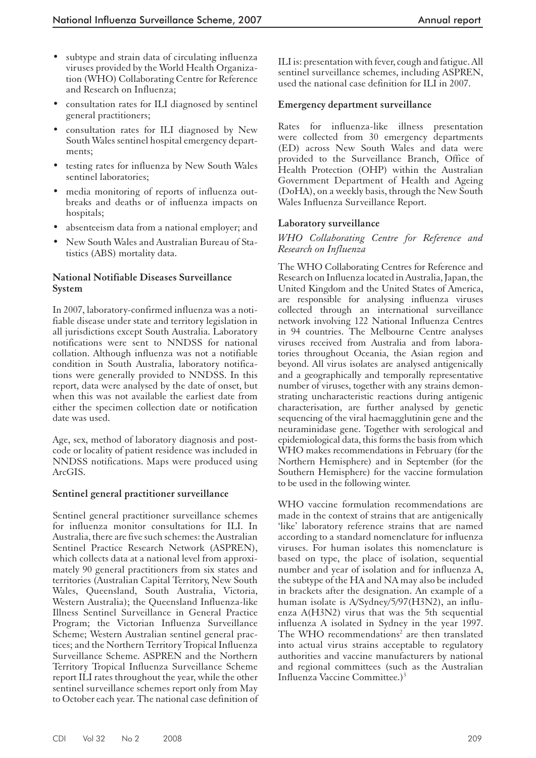- subtype and strain data of circulating influenza viruses provided by the World Health Organization (WHO) Collaborating Centre for Reference and Research on Influenza;
- consultation rates for ILI diagnosed by sentinel general practitioners;
- consultation rates for ILI diagnosed by New South Wales sentinel hospital emergency departments;
- testing rates for influenza by New South Wales sentinel laboratories;
- media monitoring of reports of influenza outbreaks and deaths or of influenza impacts on hospitals;
- absenteeism data from a national employer; and
- New South Wales and Australian Bureau of Statistics (ABS) mortality data.

### National Notifiable Diseases Surveillance System

In 2007, laboratory-confirmed influenza was a notifiable disease under state and territory legislation in all jurisdictions except South Australia. Laboratory notifications were sent to NNDSS for national collation. Although influenza was not a notifiable condition in South Australia, laboratory notifications were generally provided to NNDSS. In this report, data were analysed by the date of onset, but when this was not available the earliest date from either the specimen collection date or notification date was used.

Age, sex, method of laboratory diagnosis and postcode or locality of patient residence was included in NNDSS notifications. Maps were produced using ArcGIS.

### Sentinel general practitioner surveillance

Sentinel general practitioner surveillance schemes for influenza monitor consultations for ILI. In Australia, there are five such schemes: the Australian Sentinel Practice Research Network (ASPREN), which collects data at a national level from approximately 90 general practitioners from six states and territories (Australian Capital Territory, New South Wales, Queensland, South Australia, Victoria, Western Australia); the Queensland Influenza-like Illness Sentinel Surveillance in General Practice Program; the Victorian Influenza Surveillance Scheme; Western Australian sentinel general practices; and the Northern Territory Tropical Influenza Surveillance Scheme. ASPREN and the Northern Territory Tropical Influenza Surveillance Scheme report ILI rates throughout the year, while the other sentinel surveillance schemes report only from May to October each year. The national case definition of ILI is: presentation with fever, cough and fatigue. All sentinel surveillance schemes, including ASPREN, used the national case definition for ILI in 2007.

### Emergency department surveillance

Rates for influenza-like illness presentation were collected from 30 emergency departments (ED) across New South Wales and data were provided to the Surveillance Branch, Office of Health Protection (OHP) within the Australian Government Department of Health and Ageing (DoHA), on a weekly basis, through the New South Wales Influenza Surveillance Report.

### Laboratory surveillance

*WHO Collaborating Centre for Reference and Research on Influenza*

The WHO Collaborating Centres for Reference and Research on Influenza located in Australia, Japan, the United Kingdom and the United States of America, are responsible for analysing influenza viruses collected through an international surveillance network involving 122 National Influenza Centres in 94 countries. The Melbourne Centre analyses viruses received from Australia and from laboratories throughout Oceania, the Asian region and beyond. All virus isolates are analysed antigenically and a geographically and temporally representative number of viruses, together with any strains demonstrating uncharacteristic reactions during antigenic characterisation, are further analysed by genetic sequencing of the viral haemagglutinin gene and the neuraminidase gene. Together with serological and epidemiological data, this forms the basis from which WHO makes recommendations in February (for the Northern Hemisphere) and in September (for the Southern Hemisphere) for the vaccine formulation to be used in the following winter.

WHO vaccine formulation recommendations are made in the context of strains that are antigenically 'like' laboratory reference strains that are named according to a standard nomenclature for influenza viruses. For human isolates this nomenclature is based on type, the place of isolation, sequential number and year of isolation and for influenza A, the subtype of the HA and NA may also be included in brackets after the designation. An example of a human isolate is A/Sydney/5/97(H3N2), an influenza A(H3N2) virus that was the 5th sequential influenza A isolated in Sydney in the year 1997. The WHO recommendations[2] are then translated into actual virus strains acceptable to regulatory authorities and vaccine manufacturers by national and regional committees (such as the Australian Influenza Vaccine Committee.)[3]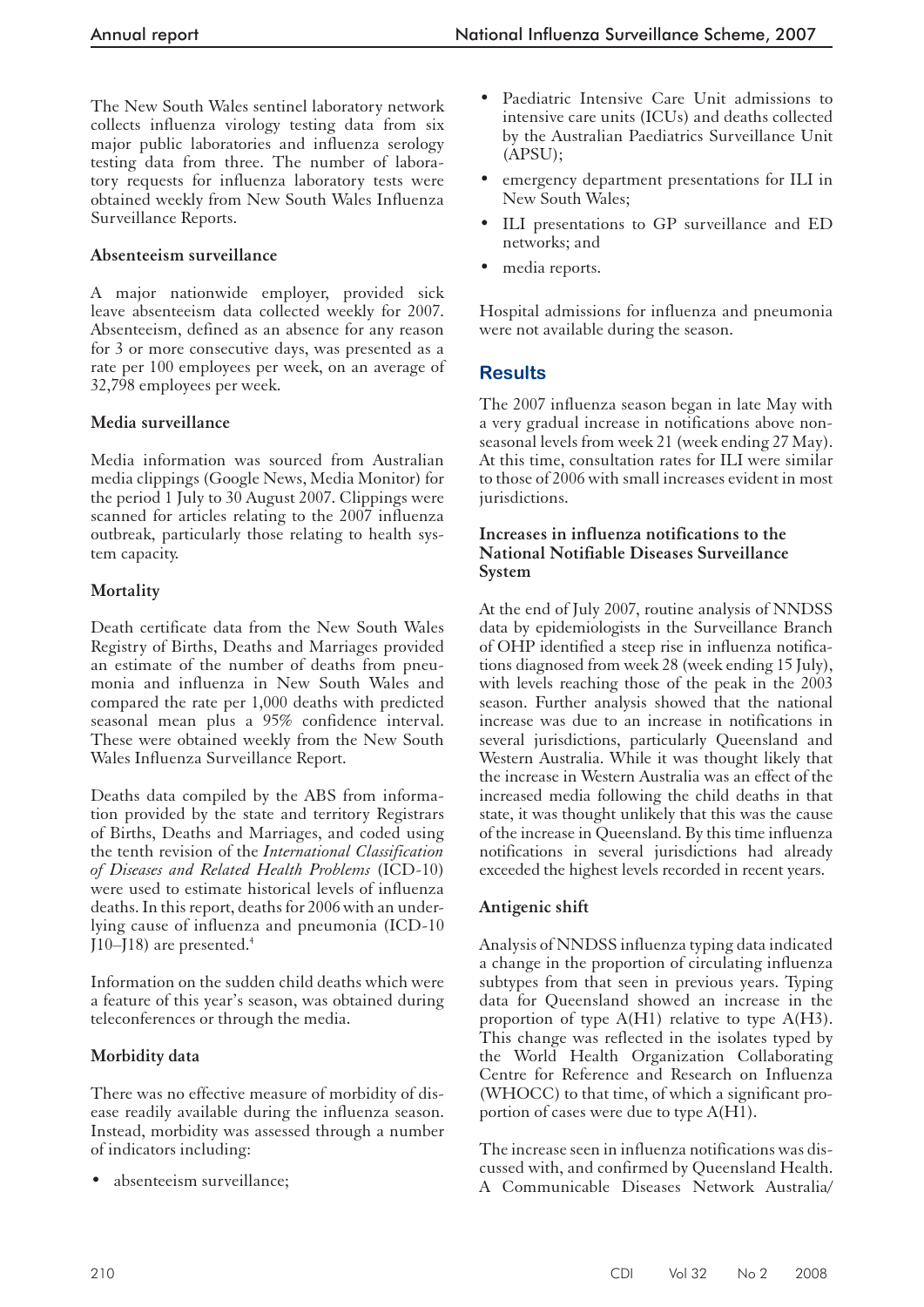The New South Wales sentinel laboratory network collects influenza virology testing data from six major public laboratories and influenza serology testing data from three. The number of laboratory requests for influenza laboratory tests were obtained weekly from New South Wales Influenza Surveillance Reports.

**Absenteeism surveillance**

A major nationwide employer, provided sick leave absenteeism data collected weekly for 2007. Absenteeism, defined as an absence for any reason for 3 or more consecutive days, was presented as a rate per 100 employees per week, on an average of 32,798 employees per week.

**Media surveillance**

Media information was sourced from Australian media clippings (Google News, Media Monitor) for the period 1 July to 30 August 2007. Clippings were scanned for articles relating to the 2007 influenza outbreak, particularly those relating to health system capacity.

**Mortality**

Death certificate data from the New South Wales Registry of Births, Deaths and Marriages provided an estimate of the number of deaths from pneumonia and influenza in New South Wales and compared the rate per 1,000 deaths with predicted seasonal mean plus a 95% confidence interval. These were obtained weekly from the New South Wales Influenza Surveillance Report.

Deaths data compiled by the ABS from information provided by the state and territory Registrars of Births, Deaths and Marriages, and coded using the tenth revision of the *International Classification of Diseases and Related Health Problems* (ICD-10) were used to estimate historical levels of influenza deaths. In this report, deaths for 2006 with an underlying cause of influenza and pneumonia (ICD-10 J10–J18) are presented.[4]

Information on the sudden child deaths which were a feature of this year's season, was obtained during teleconferences or through the media.

**Morbidity data**

There was no effective measure of morbidity of disease readily available during the influenza season. Instead, morbidity was assessed through a number of indicators including:

- absenteeism surveillance;
- Paediatric Intensive Care Unit admissions to intensive care units (ICUs) and deaths collected by the Australian Paediatrics Surveillance Unit (APSU);
- emergency department presentations for ILI in New South Wales;
- ILI presentations to GP surveillance and ED networks; and
- media reports.

Hospital admissions for influenza and pneumonia were not available during the season.

## Results

The 2007 influenza season began in late May with a very gradual increase in notifications above non-seasonal levels from week 21 (week ending 27 May). At this time, consultation rates for ILI were similar to those of 2006 with small increases evident in most jurisdictions.

**Increases in influenza notifications to the National Notifiable Diseases Surveillance System**

At the end of July 2007, routine analysis of NNDSS data by epidemiologists in the Surveillance Branch of OHP identified a steep rise in influenza notifications diagnosed from week 28 (week ending 15 July), with levels reaching those of the peak in the 2003 season. Further analysis showed that the national increase was due to an increase in notifications in several jurisdictions, particularly Queensland and Western Australia. While it was thought likely that the increase in Western Australia was an effect of the increased media following the child deaths in that state, it was thought unlikely that this was the cause of the increase in Queensland. By this time influenza notifications in several jurisdictions had already exceeded the highest levels recorded in recent years.

**Antigenic shift**

Analysis of NNDSS influenza typing data indicated a change in the proportion of circulating influenza subtypes from that seen in previous years. Typing data for Queensland showed an increase in the proportion of type A(H1) relative to type A(H3). This change was reflected in the isolates typed by the World Health Organization Collaborating Centre for Reference and Research on Influenza (WHOCC) to that time, of which a significant proportion of cases were due to type A(H1).

The increase seen in influenza notifications was discussed with, and confirmed by Queensland Health. A Communicable Diseases Network Australia/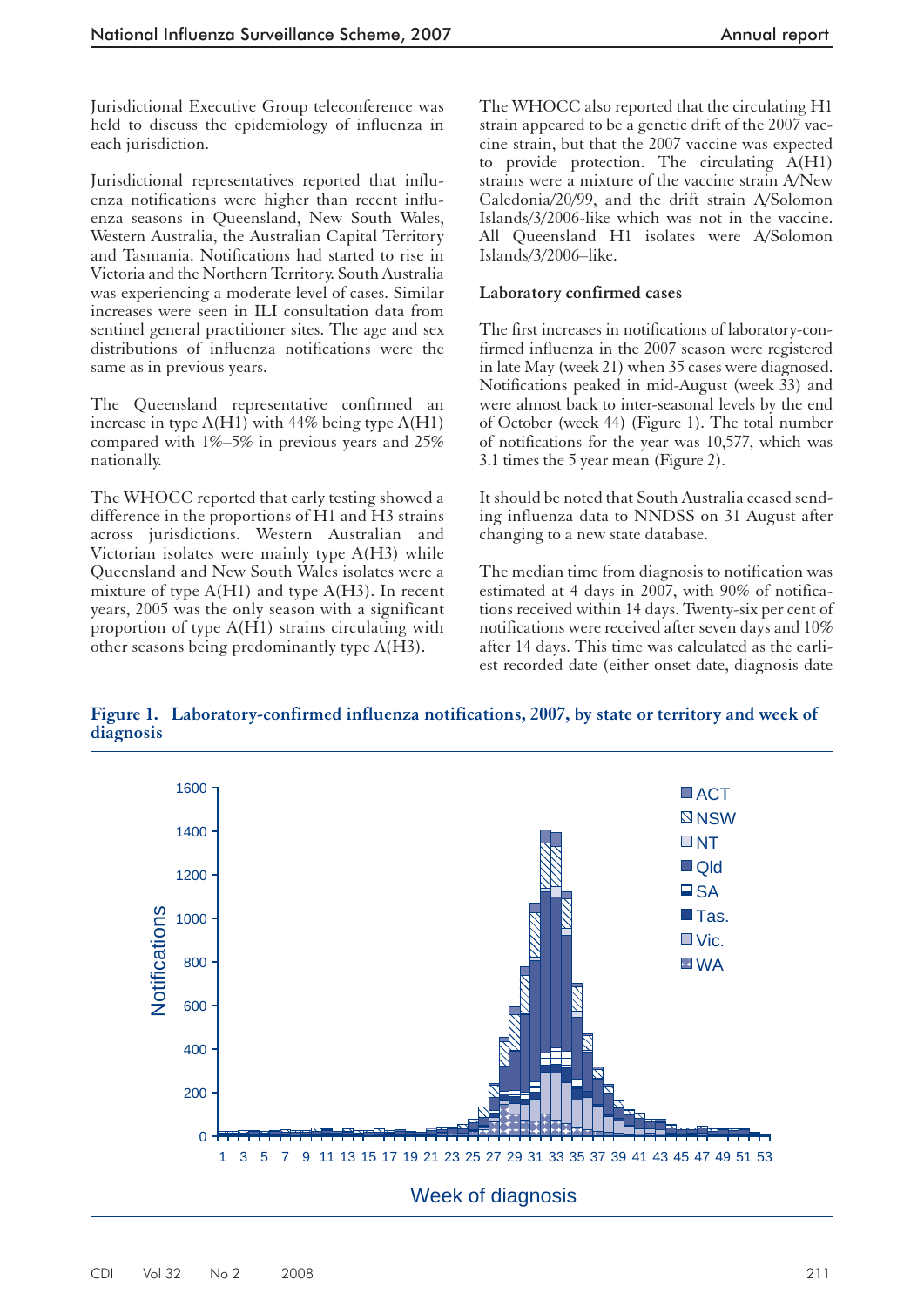Jurisdictional Executive Group teleconference was held to discuss the epidemiology of influenza in each jurisdiction.

Jurisdictional representatives reported that influenza notifications were higher than recent influenza seasons in Queensland, New South Wales, Western Australia, the Australian Capital Territory and Tasmania. Notifications had started to rise in Victoria and the Northern Territory. South Australia was experiencing a moderate level of cases. Similar increases were seen in ILI consultation data from sentinel general practitioner sites. The age and sex distributions of influenza notifications were the same as in previous years.

The Queensland representative confirmed an increase in type A(H1) with 44% being type A(H1) compared with 1%–5% in previous years and 25% nationally.

The WHOCC reported that early testing showed a difference in the proportions of H1 and H3 strains across jurisdictions. Western Australian and Victorian isolates were mainly type A(H3) while Queensland and New South Wales isolates were a mixture of type A(H1) and type A(H3). In recent years, 2005 was the only season with a significant proportion of type A(H1) strains circulating with other seasons being predominantly type A(H3).

The WHOCC also reported that the circulating H1 strain appeared to be a genetic drift of the 2007 vaccine strain, but that the 2007 vaccine was expected to provide protection. The circulating A(H1) strains were a mixture of the vaccine strain A/New Caledonia/20/99, and the drift strain A/Solomon Islands/3/2006-like which was not in the vaccine. All Queensland H1 isolates were A/Solomon Islands/3/2006–like.

### Laboratory confirmed cases

The first increases in notifications of laboratory-confirmed influenza in the 2007 season were registered in late May (week 21) when 35 cases were diagnosed. Notifications peaked in mid-August (week 33) and were almost back to inter-seasonal levels by the end of October (week 44) (Figure 1). The total number of notifications for the year was 10,577, which was 3.1 times the 5 year mean (Figure 2).

It should be noted that South Australia ceased sending influenza data to NNDSS on 31 August after changing to a new state database.

The median time from diagnosis to notification was estimated at 4 days in 2007, with 90% of notifications received within 14 days. Twenty-six per cent of notifications were received after seven days and 10% after 14 days. This time was calculated as the earliest recorded date (either onset date, diagnosis date

**Figure 1. Laboratory-confirmed influenza notifications, 2007, by state or territory and week of diagnosis**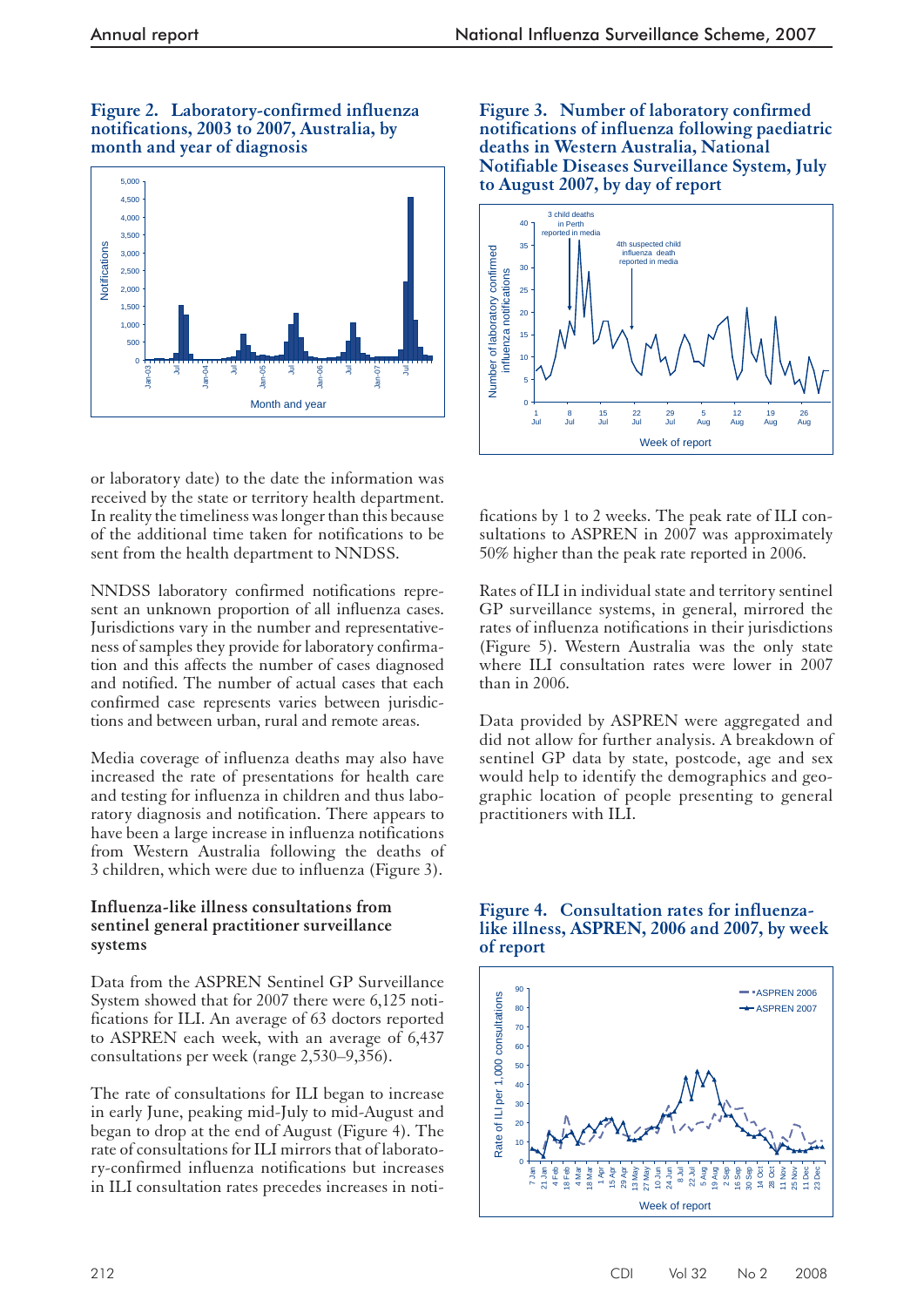**Figure 2. Laboratory-confirmed influenza notifications, 2003 to 2007, Australia, by month and year of diagnosis**

**Figure 3. Number of laboratory confirmed notifications of influenza following paediatric deaths in Western Australia, National Notifiable Diseases Surveillance System, July to August 2007, by day of report**

or laboratory date) to the date the information was received by the state or territory health department. In reality the timeliness was longer than this because of the additional time taken for notifications to be sent from the health department to NNDSS.

NNDSS laboratory confirmed notifications represent an unknown proportion of all influenza cases. Jurisdictions vary in the number and representativeness of samples they provide for laboratory confirmation and this affects the number of cases diagnosed and notified. The number of actual cases that each confirmed case represents varies between jurisdictions and between urban, rural and remote areas.

Media coverage of influenza deaths may also have increased the rate of presentations for health care and testing for influenza in children and thus laboratory diagnosis and notification. There appears to have been a large increase in influenza notifications from Western Australia following the deaths of 3 children, which were due to influenza (Figure 3).

### Influenza-like illness consultations from sentinel general practitioner surveillance systems

Data from the ASPREN Sentinel GP Surveillance System showed that for 2007 there were 6,125 notifications for ILI. An average of 63 doctors reported to ASPREN each week, with an average of 6,437 consultations per week (range 2,530–9,356).

The rate of consultations for ILI began to increase in early June, peaking mid-July to mid-August and began to drop at the end of August (Figure 4). The rate of consultations for ILI mirrors that of laboratory-confirmed influenza notifications but increases in ILI consultation rates precedes increases in notifications by 1 to 2 weeks. The peak rate of ILI consultations to ASPREN in 2007 was approximately 50% higher than the peak rate reported in 2006.

Rates of ILI in individual state and territory sentinel GP surveillance systems, in general, mirrored the rates of influenza notifications in their jurisdictions (Figure 5). Western Australia was the only state where ILI consultation rates were lower in 2007 than in 2006.

Data provided by ASPREN were aggregated and did not allow for further analysis. A breakdown of sentinel GP data by state, postcode, age and sex would help to identify the demographics and geographic location of people presenting to general practitioners with ILI.

**Figure 4. Consultation rates for influenza-like illness, ASPREN, 2006 and 2007, by week of report**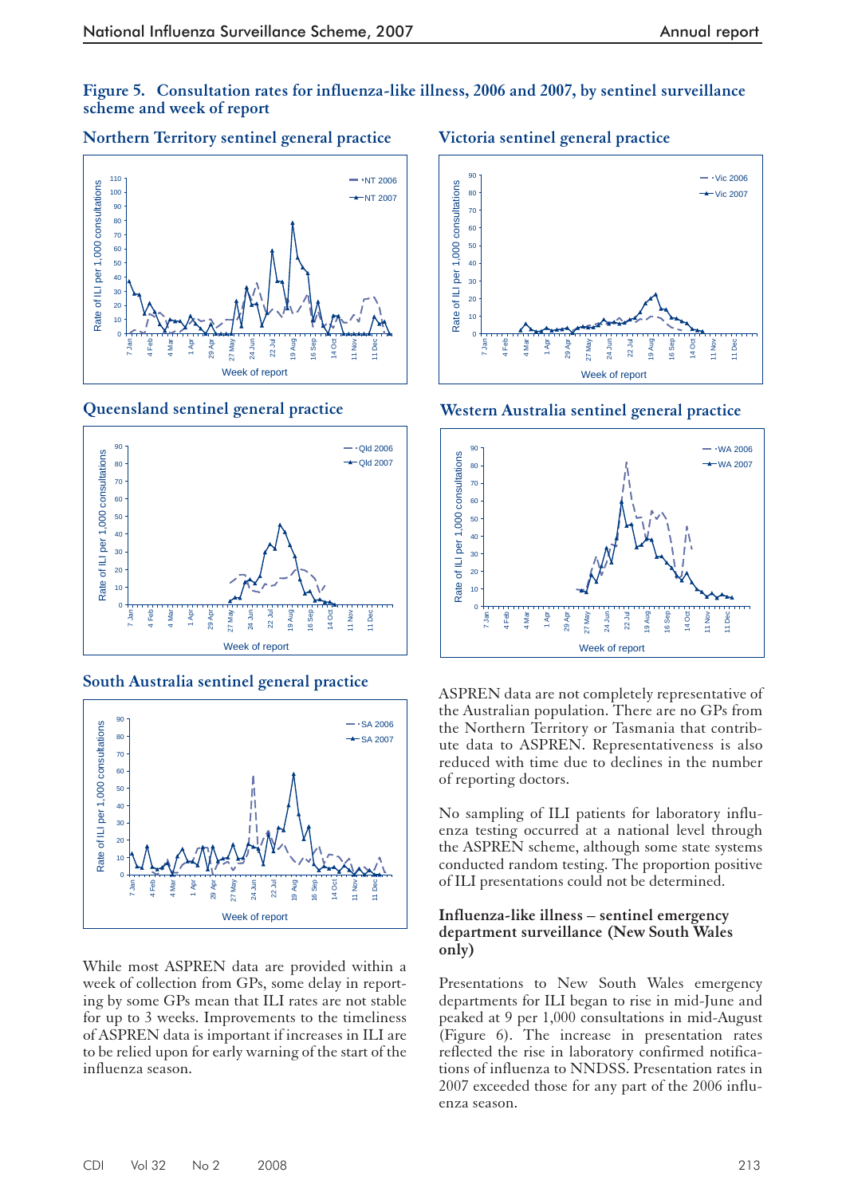**Figure 5. Consultation rates for influenza-like illness, 2006 and 2007, by sentinel surveillance scheme and week of report**

**Northern Territory sentinel general practice**

**Victoria sentinel general practice**

**Queensland sentinel general practice**

**Western Australia sentinel general practice**

**South Australia sentinel general practice**

While most ASPREN data are provided within a week of collection from GPs, some delay in reporting by some GPs mean that ILI rates are not stable for up to 3 weeks. Improvements to the timeliness of ASPREN data is important if increases in ILI are to be relied upon for early warning of the start of the influenza season.

ASPREN data are not completely representative of the Australian population. There are no GPs from the Northern Territory or Tasmania that contribute data to ASPREN. Representativeness is also reduced with time due to declines in the number of reporting doctors.

No sampling of ILI patients for laboratory influenza testing occurred at a national level through the ASPREN scheme, although some state systems conducted random testing. The proportion positive of ILI presentations could not be determined.

### Influenza-like illness – sentinel emergency department surveillance (New South Wales only)

Presentations to New South Wales emergency departments for ILI began to rise in mid-June and peaked at 9 per 1,000 consultations in mid-August (Figure 6). The increase in presentation rates reflected the rise in laboratory confirmed notifications of influenza to NNDSS. Presentation rates in 2007 exceeded those for any part of the 2006 influenza season.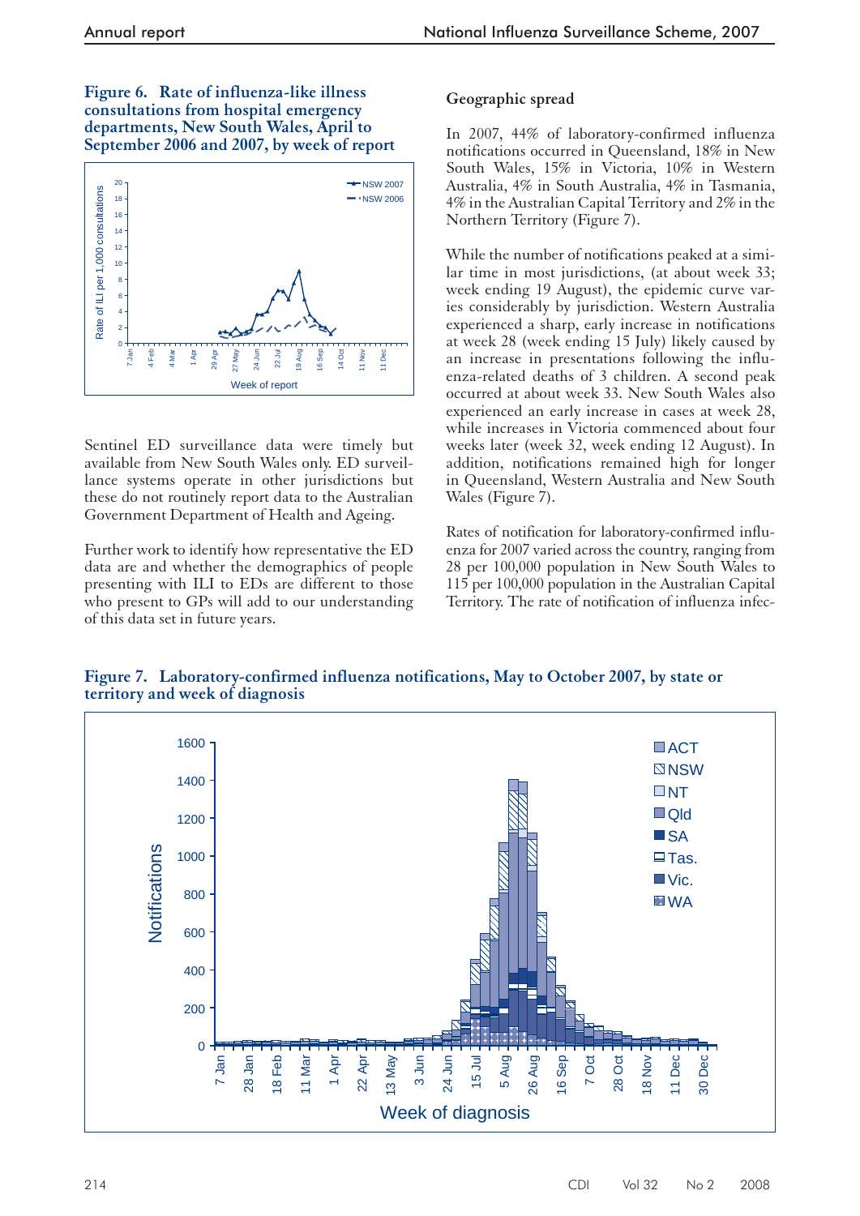**Figure 6. Rate of influenza-like illness consultations from hospital emergency departments, New South Wales, April to September 2006 and 2007, by week of report**

Sentinel ED surveillance data were timely but available from New South Wales only. ED surveillance systems operate in other jurisdictions but these do not routinely report data to the Australian Government Department of Health and Ageing.

Further work to identify how representative the ED data are and whether the demographics of people presenting with ILI to EDs are different to those who present to GPs will add to our understanding of this data set in future years.

### Geographic spread

In 2007, 44% of laboratory-confirmed influenza notifications occurred in Queensland, 18% in New South Wales, 15% in Victoria, 10% in Western Australia, 4% in South Australia, 4% in Tasmania, 4% in the Australian Capital Territory and 2% in the Northern Territory (Figure 7).

While the number of notifications peaked at a similar time in most jurisdictions, (at about week 33; week ending 19 August), the epidemic curve varies considerably by jurisdiction. Western Australia experienced a sharp, early increase in notifications at week 28 (week ending 15 July) likely caused by an increase in presentations following the influenza-related deaths of 3 children. A second peak occurred at about week 33. New South Wales also experienced an early increase in cases at week 28, while increases in Victoria commenced about four weeks later (week 32, week ending 12 August). In addition, notifications remained high for longer in Queensland, Western Australia and New South Wales (Figure 7).

Rates of notification for laboratory-confirmed influenza for 2007 varied across the country, ranging from 28 per 100,000 population in New South Wales to 115 per 100,000 population in the Australian Capital Territory. The rate of notification of influenza infec-

**Figure 7. Laboratory-confirmed influenza notifications, May to October 2007, by state or territory and week of diagnosis**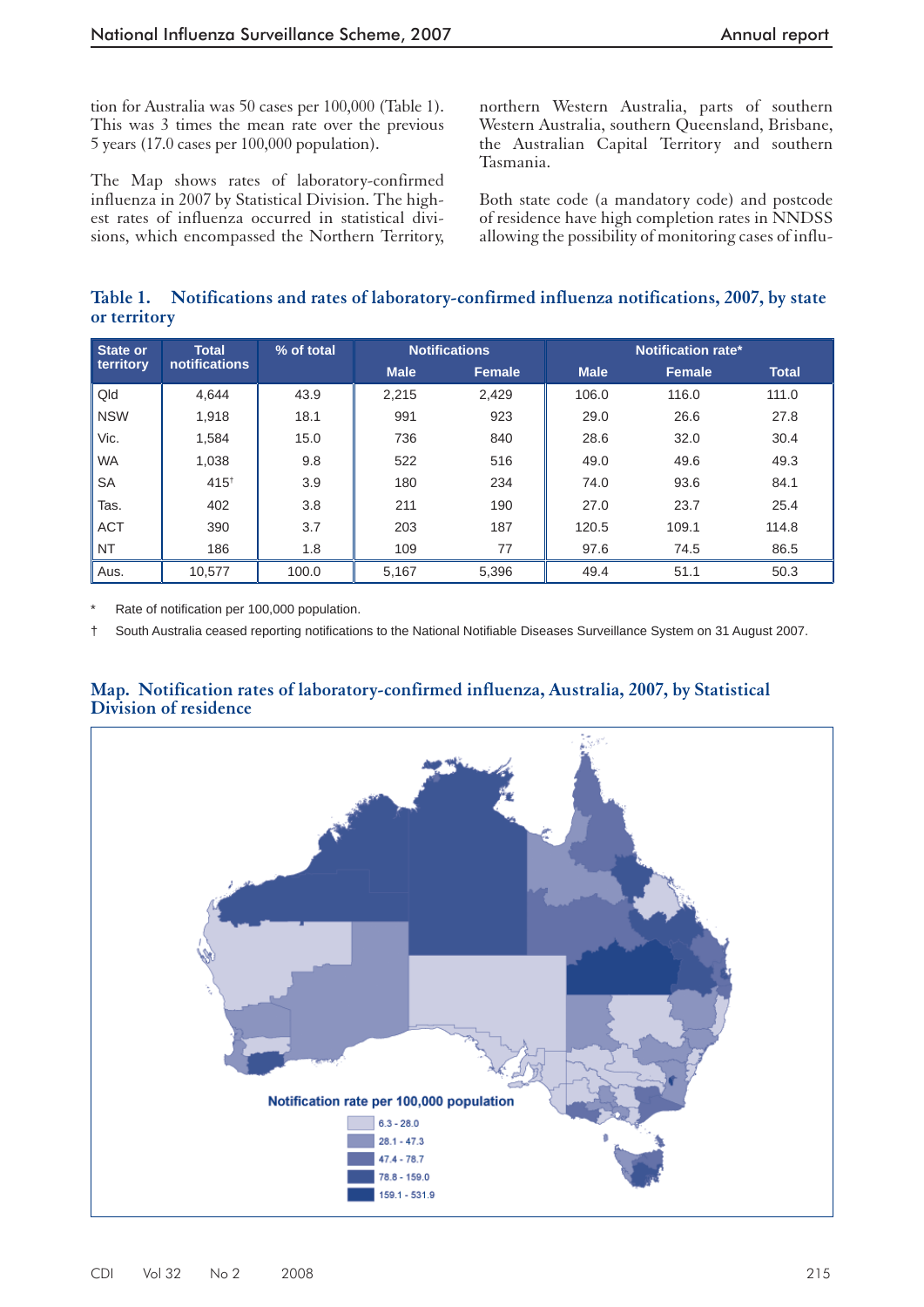tion for Australia was 50 cases per 100,000 (Table 1). This was 3 times the mean rate over the previous 5 years (17.0 cases per 100,000 population).

The Map shows rates of laboratory-confirmed influenza in 2007 by Statistical Division. The highest rates of influenza occurred in statistical divisions, which encompassed the Northern Territory, northern Western Australia, parts of southern Western Australia, southern Queensland, Brisbane, the Australian Capital Territory and southern Tasmania.

Both state code (a mandatory code) and postcode of residence have high completion rates in NNDSS allowing the possibility of monitoring cases of influ-

**Table 1. Notifications and rates of laboratory-confirmed influenza notifications, 2007, by state or territory**

| State or territory | Total notifications | % of total | Notifications | | Notification rate* | | |
|---|---|---|---|---|---|---|---|
| | | | Male | Female | Male | Female | Total |
| Qld | 4,644 | 43.9 | 2,215 | 2,429 | 106.0 | 116.0 | 111.0 |
| NSW | 1,918 | 18.1 | 991 | 923 | 29.0 | 26.6 | 27.8 |
| Vic. | 1,584 | 15.0 | 736 | 840 | 28.6 | 32.0 | 30.4 |
| WA | 1,038 | 9.8 | 522 | 516 | 49.0 | 49.6 | 49.3 |
| SA | 415† | 3.9 | 180 | 234 | 74.0 | 93.6 | 84.1 |
| Tas. | 402 | 3.8 | 211 | 190 | 27.0 | 23.7 | 25.4 |
| ACT | 390 | 3.7 | 203 | 187 | 120.5 | 109.1 | 114.8 |
| NT | 186 | 1.8 | 109 | 77 | 97.6 | 74.5 | 86.5 |
| Aus. | 10,577 | 100.0 | 5,167 | 5,396 | 49.4 | 51.1 | 50.3 |

\* Rate of notification per 100,000 population.

† South Australia ceased reporting notifications to the National Notifiable Diseases Surveillance System on 31 August 2007.

**Map. Notification rates of laboratory-confirmed influenza, Australia, 2007, by Statistical Division of residence**

Notification rate per 100,000 population

- 6.3 - 28.0
- 28.1 - 47.3
- 47.4 - 78.7
- 78.8 - 159.0
- 159.1 - 531.9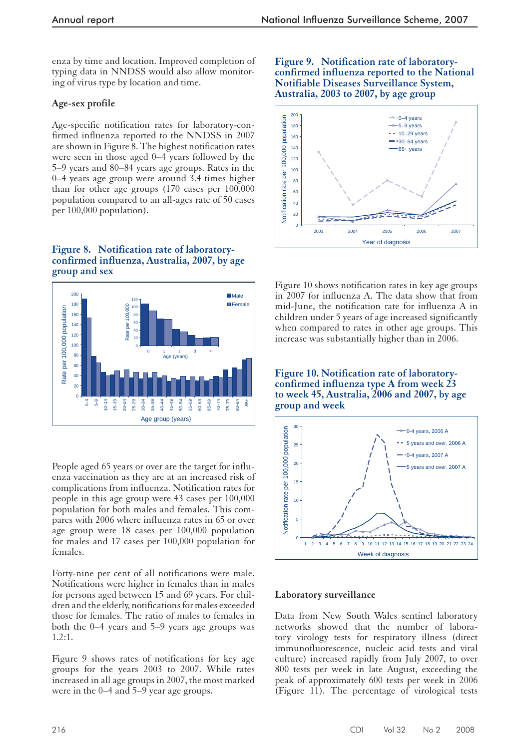enza by time and location. Improved completion of typing data in NNDSS would also allow monitoring of virus type by location and time.

### Age-sex profile

Age-specific notification rates for laboratory-confirmed influenza reported to the NNDSS in 2007 are shown in Figure 8. The highest notification rates were seen in those aged 0–4 years followed by the 5–9 years and 80–84 years age groups. Rates in the 0–4 years age group were around 3.4 times higher than for other age groups (170 cases per 100,000 population compared to an all-ages rate of 50 cases per 100,000 population).

**Figure 8. Notification rate of laboratory-confirmed influenza, Australia, 2007, by age group and sex**

People aged 65 years or over are the target for influenza vaccination as they are at an increased risk of complications from influenza. Notification rates for people in this age group were 43 cases per 100,000 population for both males and females. This compares with 2006 where influenza rates in 65 or over age group were 18 cases per 100,000 population for males and 17 cases per 100,000 population for females.

Forty-nine per cent of all notifications were male. Notifications were higher in females than in males for persons aged between 15 and 69 years. For children and the elderly, notifications for males exceeded those for females. The ratio of males to females in both the 0–4 years and 5–9 years age groups was 1.2:1.

Figure 9 shows rates of notifications for key age groups for the years 2003 to 2007. While rates increased in all age groups in 2007, the most marked were in the 0–4 and 5–9 year age groups.

**Figure 9. Notification rate of laboratory-confirmed influenza reported to the National Notifiable Diseases Surveillance System, Australia, 2003 to 2007, by age group**

Figure 10 shows notification rates in key age groups in 2007 for influenza A. The data show that from mid-June, the notification rate for influenza A in children under 5 years of age increased significantly when compared to rates in other age groups. This increase was substantially higher than in 2006.

**Figure 10. Notification rate of laboratory-confirmed influenza type A from week 23 to week 45, Australia, 2006 and 2007, by age group and week**

### Laboratory surveillance

Data from New South Wales sentinel laboratory networks showed that the number of laboratory virology tests for respiratory illness (direct immunofluorescence, nucleic acid tests and viral culture) increased rapidly from July 2007, to over 800 tests per week in late August, exceeding the peak of approximately 600 tests per week in 2006 (Figure 11). The percentage of virological tests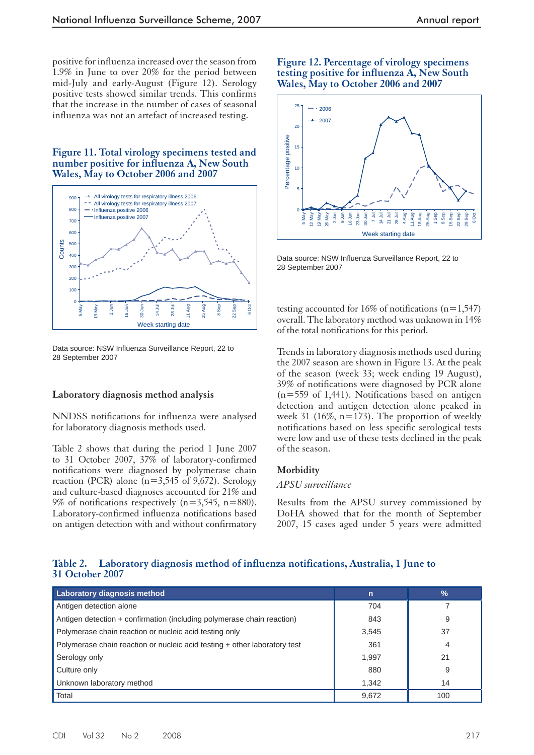positive for influenza increased over the season from 1.9% in June to over 20% for the period between mid-July and early-August (Figure 12). Serology positive tests showed similar trends. This confirms that the increase in the number of cases of seasonal influenza was not an artefact of increased testing.

**Figure 11. Total virology specimens tested and number positive for influenza A, New South Wales, May to October 2006 and 2007**

Data source: NSW Influenza Surveillance Report, 22 to 28 September 2007

### Laboratory diagnosis method analysis

NNDSS notifications for influenza were analysed for laboratory diagnosis methods used.

Table 2 shows that during the period 1 June 2007 to 31 October 2007, 37% of laboratory-confirmed notifications were diagnosed by polymerase chain reaction (PCR) alone (n=3,545 of 9,672). Serology and culture-based diagnoses accounted for 21% and 9% of notifications respectively (n=3,545, n=880). Laboratory-confirmed influenza notifications based on antigen detection with and without confirmatory testing accounted for 16% of notifications (n=1,547) overall. The laboratory method was unknown in 14% of the total notifications for this period.

**Figure 12. Percentage of virology specimens testing positive for influenza A, New South Wales, May to October 2006 and 2007**

Data source: NSW Influenza Surveillance Report, 22 to 28 September 2007

Trends in laboratory diagnosis methods used during the 2007 season are shown in Figure 13. At the peak of the season (week 33; week ending 19 August), 39% of notifications were diagnosed by PCR alone (n=559 of 1,441). Notifications based on antigen detection and antigen detection alone peaked in week 31 (16%, n=173). The proportion of weekly notifications based on less specific serological tests were low and use of these tests declined in the peak of the season.

### Morbidity

*APSU surveillance*

Results from the APSU survey commissioned by DoHA showed that for the month of September 2007, 15 cases aged under 5 years were admitted

**Table 2. Laboratory diagnosis method of influenza notifications, Australia, 1 June to 31 October 2007**

| Laboratory diagnosis method | n | % |
|---|---|---|
| Antigen detection alone | 704 | 7 |
| Antigen detection + confirmation (including polymerase chain reaction) | 843 | 9 |
| Polymerase chain reaction or nucleic acid testing only | 3,545 | 37 |
| Polymerase chain reaction or nucleic acid testing + other laboratory test | 361 | 4 |
| Serology only | 1,997 | 21 |
| Culture only | 880 | 9 |
| Unknown laboratory method | 1,342 | 14 |
| Total | 9,672 | 100 |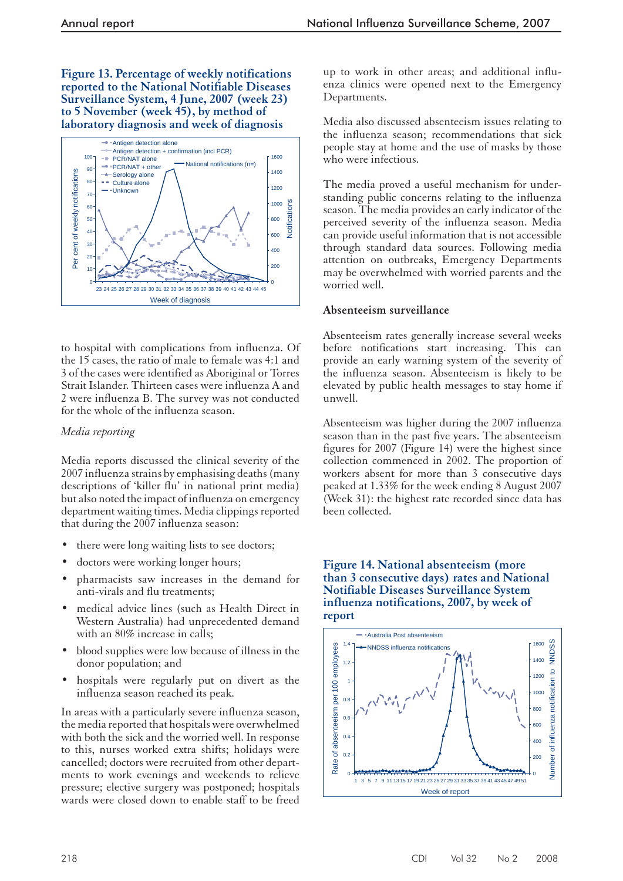**Figure 13. Percentage of weekly notifications reported to the National Notifiable Diseases Surveillance System, 4 June, 2007 (week 23) to 5 November (week 45), by method of laboratory diagnosis and week of diagnosis**

to hospital with complications from influenza. Of the 15 cases, the ratio of male to female was 4:1 and 3 of the cases were identified as Aboriginal or Torres Strait Islander. Thirteen cases were influenza A and 2 were influenza B. The survey was not conducted for the whole of the influenza season.

### *Media reporting*

Media reports discussed the clinical severity of the 2007 influenza strains by emphasising deaths (many descriptions of 'killer flu' in national print media) but also noted the impact of influenza on emergency department waiting times. Media clippings reported that during the 2007 influenza season:

- there were long waiting lists to see doctors;
- doctors were working longer hours;
- pharmacists saw increases in the demand for anti-virals and flu treatments;
- medical advice lines (such as Health Direct in Western Australia) had unprecedented demand with an 80% increase in calls;
- blood supplies were low because of illness in the donor population; and
- hospitals were regularly put on divert as the influenza season reached its peak.

In areas with a particularly severe influenza season, the media reported that hospitals were overwhelmed with both the sick and the worried well. In response to this, nurses worked extra shifts; holidays were cancelled; doctors were recruited from other departments to work evenings and weekends to relieve pressure; elective surgery was postponed; hospitals wards were closed down to enable staff to be freed up to work in other areas; and additional influenza clinics were opened next to the Emergency Departments.

Media also discussed absenteeism issues relating to the influenza season; recommendations that sick people stay at home and the use of masks by those who were infectious.

The media proved a useful mechanism for understanding public concerns relating to the influenza season. The media provides an early indicator of the perceived severity of the influenza season. Media can provide useful information that is not accessible through standard data sources. Following media attention on outbreaks, Emergency Departments may be overwhelmed with worried parents and the worried well.

## Absenteeism surveillance

Absenteeism rates generally increase several weeks before notifications start increasing. This can provide an early warning system of the severity of the influenza season. Absenteeism is likely to be elevated by public health messages to stay home if unwell.

Absenteeism was higher during the 2007 influenza season than in the past five years. The absenteeism figures for 2007 (Figure 14) were the highest since collection commenced in 2002. The proportion of workers absent for more than 3 consecutive days peaked at 1.33% for the week ending 8 August 2007 (Week 31): the highest rate recorded since data has been collected.

**Figure 14. National absenteeism (more than 3 consecutive days) rates and National Notifiable Diseases Surveillance System influenza notifications, 2007, by week of report**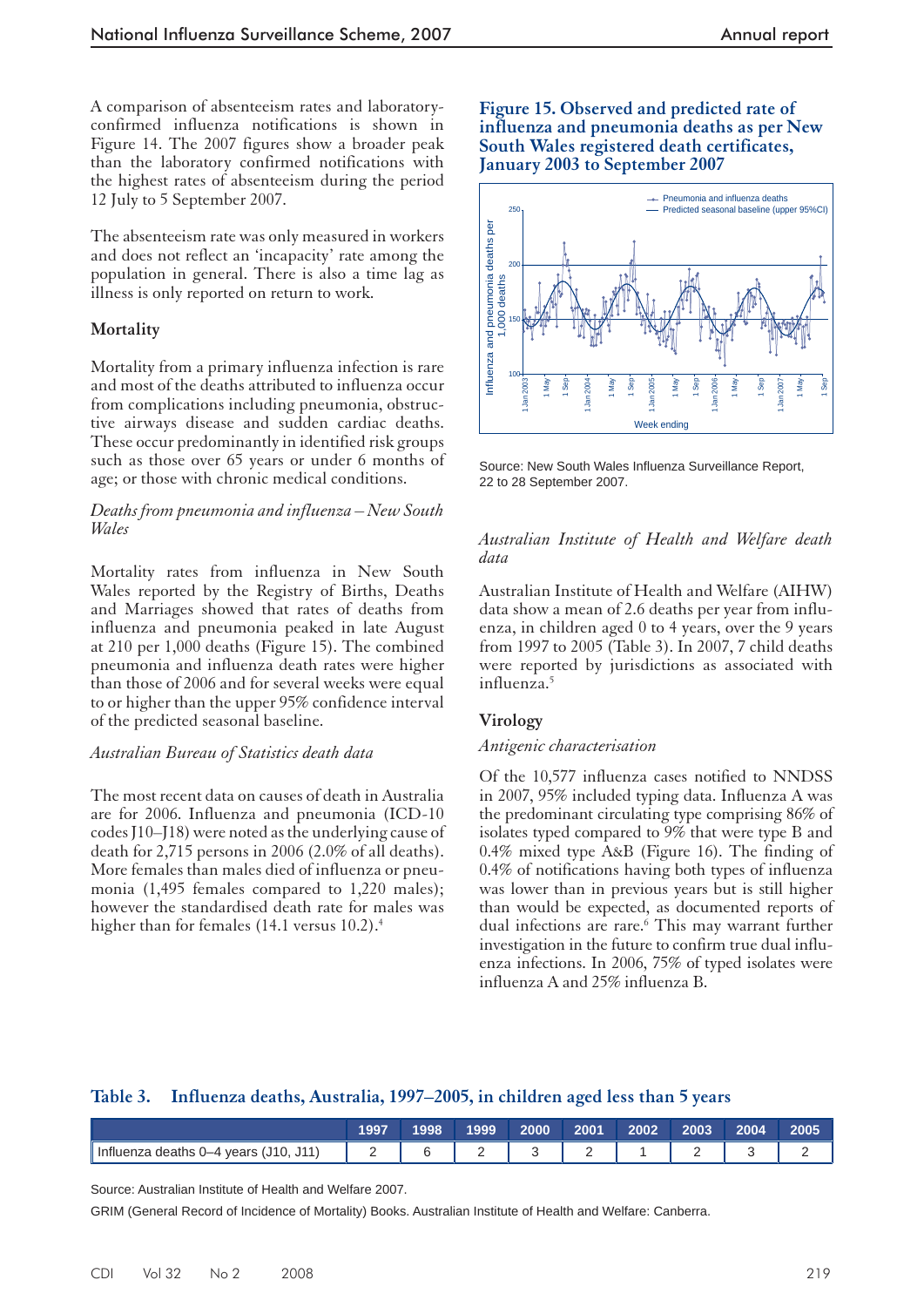A comparison of absenteeism rates and laboratory-confirmed influenza notifications is shown in Figure 14. The 2007 figures show a broader peak than the laboratory confirmed notifications with the highest rates of absenteeism during the period 12 July to 5 September 2007.

The absenteeism rate was only measured in workers and does not reflect an 'incapacity' rate among the population in general. There is also a time lag as illness is only reported on return to work.

### Mortality

Mortality from a primary influenza infection is rare and most of the deaths attributed to influenza occur from complications including pneumonia, obstructive airways disease and sudden cardiac deaths. These occur predominantly in identified risk groups such as those over 65 years or under 6 months of age; or those with chronic medical conditions.

*Deaths from pneumonia and influenza – New South Wales*

Mortality rates from influenza in New South Wales reported by the Registry of Births, Deaths and Marriages showed that rates of deaths from influenza and pneumonia peaked in late August at 210 per 1,000 deaths (Figure 15). The combined pneumonia and influenza death rates were higher than those of 2006 and for several weeks were equal to or higher than the upper 95% confidence interval of the predicted seasonal baseline.

*Australian Bureau of Statistics death data*

The most recent data on causes of death in Australia are for 2006. Influenza and pneumonia (ICD-10 codes J10–J18) were noted as the underlying cause of death for 2,715 persons in 2006 (2.0% of all deaths). More females than males died of influenza or pneumonia (1,495 females compared to 1,220 males); however the standardised death rate for males was higher than for females (14.1 versus 10.2).[4]

**Figure 15. Observed and predicted rate of influenza and pneumonia deaths as per New South Wales registered death certificates, January 2003 to September 2007**

Source: New South Wales Influenza Surveillance Report, 22 to 28 September 2007.

*Australian Institute of Health and Welfare death data*

Australian Institute of Health and Welfare (AIHW) data show a mean of 2.6 deaths per year from influenza, in children aged 0 to 4 years, over the 9 years from 1997 to 2005 (Table 3). In 2007, 7 child deaths were reported by jurisdictions as associated with influenza.[5]

### Virology

*Antigenic characterisation*

Of the 10,577 influenza cases notified to NNDSS in 2007, 95% included typing data. Influenza A was the predominant circulating type comprising 86% of isolates typed compared to 9% that were type B and 0.4% mixed type A&B (Figure 16). The finding of 0.4% of notifications having both types of influenza was lower than in previous years but is still higher than would be expected, as documented reports of dual infections are rare.[6] This may warrant further investigation in the future to confirm true dual influenza infections. In 2006, 75% of typed isolates were influenza A and 25% influenza B.

**Table 3. Influenza deaths, Australia, 1997–2005, in children aged less than 5 years**

| | 1997 | 1998 | 1999 | 2000 | 2001 | 2002 | 2003 | 2004 | 2005 |
|---|---|---|---|---|---|---|---|---|---|
| Influenza deaths 0–4 years (J10, J11) | 2 | 6 | 2 | 3 | 2 | 1 | 2 | 3 | 2 |

Source: Australian Institute of Health and Welfare 2007.

GRIM (General Record of Incidence of Mortality) Books. Australian Institute of Health and Welfare: Canberra.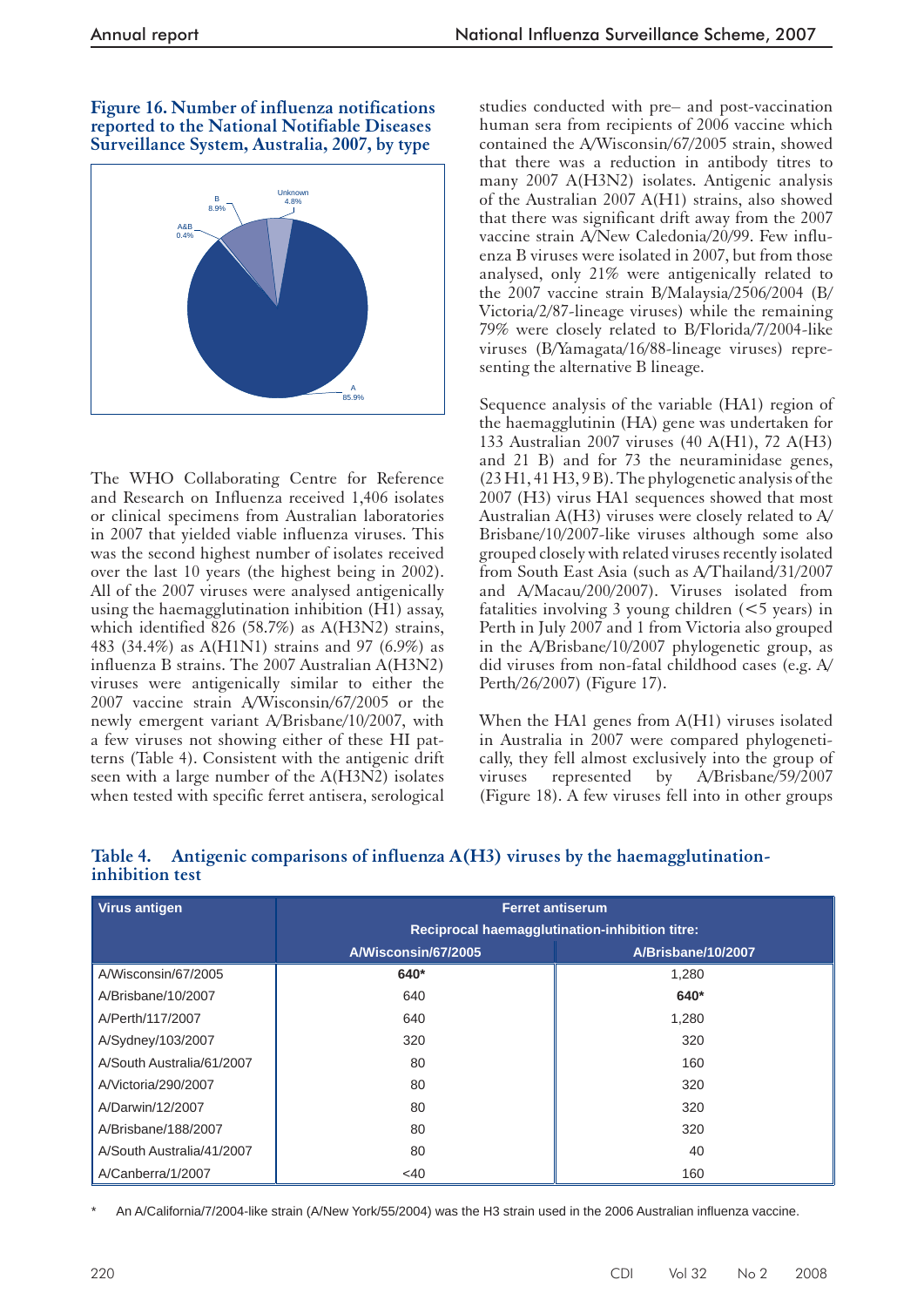**Figure 16. Number of influenza notifications reported to the National Notifiable Diseases Surveillance System, Australia, 2007, by type**

The WHO Collaborating Centre for Reference and Research on Influenza received 1,406 isolates or clinical specimens from Australian laboratories in 2007 that yielded viable influenza viruses. This was the second highest number of isolates received over the last 10 years (the highest being in 2002). All of the 2007 viruses were analysed antigenically using the haemagglutination inhibition (HI) assay, which identified 826 (58.7%) as A(H3N2) strains, 483 (34.4%) as A(H1N1) strains and 97 (6.9%) as influenza B strains. The 2007 Australian A(H3N2) viruses were antigenically similar to either the 2007 vaccine strain A/Wisconsin/67/2005 or the newly emergent variant A/Brisbane/10/2007, with a few viruses not showing either of these HI patterns (Table 4). Consistent with the antigenic drift seen with a large number of the A(H3N2) isolates when tested with specific ferret antisera, serological studies conducted with pre– and post-vaccination human sera from recipients of 2006 vaccine which contained the A/Wisconsin/67/2005 strain, showed that there was a reduction in antibody titres to many 2007 A(H3N2) isolates. Antigenic analysis of the Australian 2007 A(H1) strains, also showed that there was significant drift away from the 2007 vaccine strain A/New Caledonia/20/99. Few influenza B viruses were isolated in 2007, but from those analysed, only 21% were antigenically related to the 2007 vaccine strain B/Malaysia/2506/2004 (B/Victoria/2/87-lineage viruses) while the remaining 79% were closely related to B/Florida/7/2004-like viruses (B/Yamagata/16/88-lineage viruses) representing the alternative B lineage.

Sequence analysis of the variable (HA1) region of the haemagglutinin (HA) gene was undertaken for 133 Australian 2007 viruses (40 A(H1), 72 A(H3) and 21 B) and for 73 the neuraminidase genes, (23 H1, 41 H3, 9 B). The phylogenetic analysis of the 2007 (H3) virus HA1 sequences showed that most Australian A(H3) viruses were closely related to A/Brisbane/10/2007-like viruses although some also grouped closely with related viruses recently isolated from South East Asia (such as A/Thailand/31/2007 and A/Macau/200/2007). Viruses isolated from fatalities involving 3 young children (<5 years) in Perth in July 2007 and 1 from Victoria also grouped in the A/Brisbane/10/2007 phylogenetic group, as did viruses from non-fatal childhood cases (e.g. A/Perth/26/2007) (Figure 17).

When the HA1 genes from A(H1) viruses isolated in Australia in 2007 were compared phylogenetically, they fell almost exclusively into the group of viruses represented by A/Brisbane/59/2007 (Figure 18). A few viruses fell into in other groups

**Table 4. Antigenic comparisons of influenza A(H3) viruses by the haemagglutination-inhibition test**

| Virus antigen | Ferret antiserum<br>Reciprocal haemagglutination-inhibition titre: | |
|---|---|---|
| | A/Wisconsin/67/2005 | A/Brisbane/10/2007 |
| A/Wisconsin/67/2005 | **640*** | 1,280 |
| A/Brisbane/10/2007 | 640 | **640*** |
| A/Perth/117/2007 | 640 | 1,280 |
| A/Sydney/103/2007 | 320 | 320 |
| A/South Australia/61/2007 | 80 | 160 |
| A/Victoria/290/2007 | 80 | 320 |
| A/Darwin/12/2007 | 80 | 320 |
| A/Brisbane/188/2007 | 80 | 320 |
| A/South Australia/41/2007 | 80 | 40 |
| A/Canberra/1/2007 | <40 | 160 |

\* An A/California/7/2004-like strain (A/New York/55/2004) was the H3 strain used in the 2006 Australian influenza vaccine.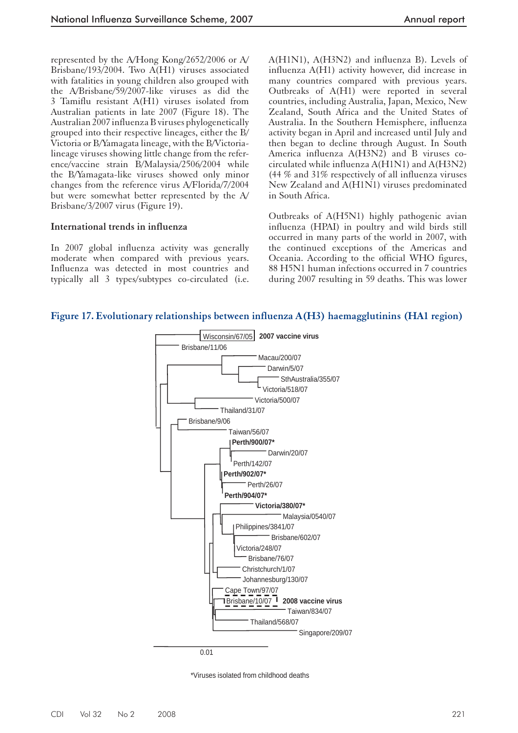represented by the A/Hong Kong/2652/2006 or A/Brisbane/193/2004. Two A(H1) viruses associated with fatalities in young children also grouped with the A/Brisbane/59/2007-like viruses as did the 3 Tamiflu resistant A(H1) viruses isolated from Australian patients in late 2007 (Figure 18). The Australian 2007 influenza B viruses phylogenetically grouped into their respective lineages, either the B/Victoria or B/Yamagata lineage, with the B/Victoria-lineage viruses showing little change from the reference/vaccine strain B/Malaysia/2506/2004 while the B/Yamagata-like viruses showed only minor changes from the reference virus A/Florida/7/2004 but were somewhat better represented by the A/Brisbane/3/2007 virus (Figure 19).

### International trends in influenza

In 2007 global influenza activity was generally moderate when compared with previous years. Influenza was detected in most countries and typically all 3 types/subtypes co-circulated (i.e. A(H1N1), A(H3N2) and influenza B). Levels of influenza A(H1) activity however, did increase in many countries compared with previous years. Outbreaks of A(H1) were reported in several countries, including Australia, Japan, Mexico, New Zealand, South Africa and the United States of Australia. In the Southern Hemisphere, influenza activity began in April and increased until July and then began to decline through August. In South America influenza A(H3N2) and B viruses co-circulated while influenza A(H1N1) and A(H3N2) (44 % and 31% respectively of all influenza viruses New Zealand and A(H1N1) viruses predominated in South Africa.

Outbreaks of A(H5N1) highly pathogenic avian influenza (HPAI) in poultry and wild birds still occurred in many parts of the world in 2007, with the continued exceptions of the Americas and Oceania. According to the official WHO figures, 88 H5N1 human infections occurred in 7 countries during 2007 resulting in 59 deaths. This was lower

**Figure 17. Evolutionary relationships between influenza A(H3) haemagglutinins (HA1 region)**

*Viruses isolated from childhood deaths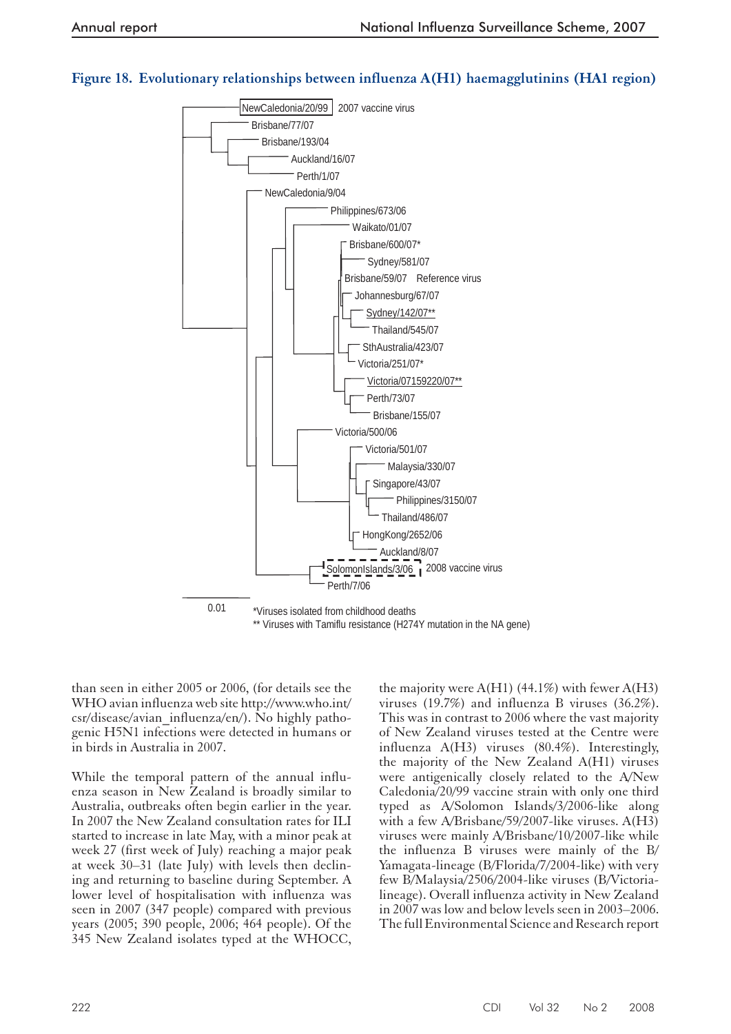**Figure 18. Evolutionary relationships between influenza A(H1) haemagglutinins (HA1 region)**

than seen in either 2005 or 2006, (for details see the WHO avian influenza web site http://www.who.int/csr/disease/avian_influenza/en/). No highly pathogenic H5N1 infections were detected in humans or in birds in Australia in 2007.

While the temporal pattern of the annual influenza season in New Zealand is broadly similar to Australia, outbreaks often begin earlier in the year. In 2007 the New Zealand consultation rates for ILI started to increase in late May, with a minor peak at week 27 (first week of July) reaching a major peak at week 30–31 (late July) with levels then declining and returning to baseline during September. A lower level of hospitalisation with influenza was seen in 2007 (347 people) compared with previous years (2005; 390 people, 2006; 464 people). Of the 345 New Zealand isolates typed at the WHOCC, the majority were A(H1) (44.1%) with fewer A(H3) viruses (19.7%) and influenza B viruses (36.2%). This was in contrast to 2006 where the vast majority of New Zealand viruses tested at the Centre were influenza A(H3) viruses (80.4%). Interestingly, the majority of the New Zealand A(H1) viruses were antigenically closely related to the A/New Caledonia/20/99 vaccine strain with only one third typed as A/Solomon Islands/3/2006-like along with a few A/Brisbane/59/2007-like viruses. A(H3) viruses were mainly A/Brisbane/10/2007-like while the influenza B viruses were mainly of the B/Yamagata-lineage (B/Florida/7/2004-like) with very few B/Malaysia/2506/2004-like viruses (B/Victoria-lineage). Overall influenza activity in New Zealand in 2007 was low and below levels seen in 2003–2006. The full Environmental Science and Research report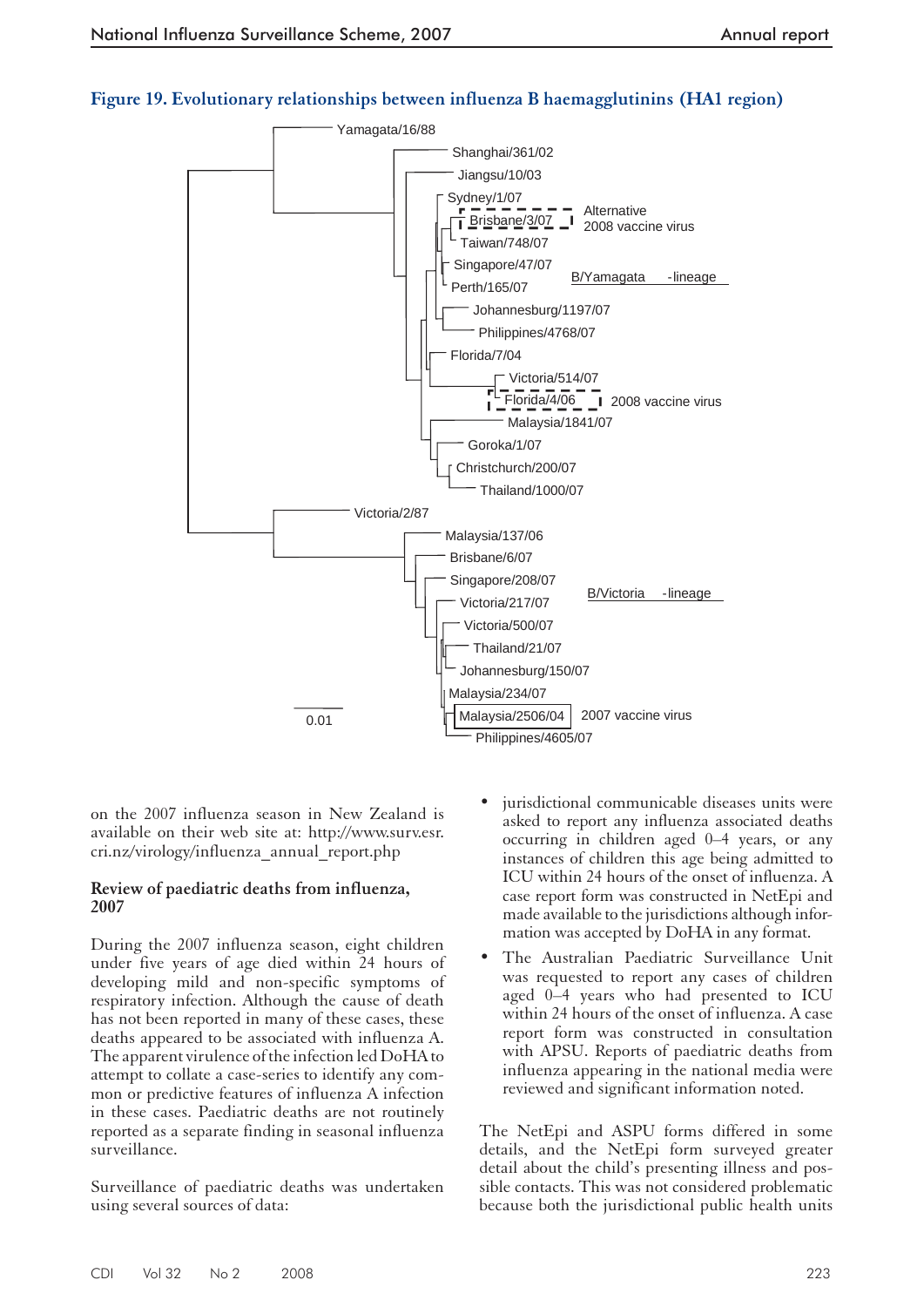**Figure 19. Evolutionary relationships between influenza B haemagglutinins (HA1 region)**

Yamagata/16/88
Shanghai/361/02
Jiangsu/10/03
Sydney/1/07
Brisbane/3/07 — Alternative 2008 vaccine virus
Taiwan/748/07
Singapore/47/07
Perth/165/07
Johannesburg/1197/07
Philippines/4768/07
Florida/7/04
Victoria/514/07
Florida/4/06 — 2008 vaccine virus
Malaysia/1841/07
Goroka/1/07
Christchurch/200/07
Thailand/1000/07

B/Yamagata -lineage

Victoria/2/87
Malaysia/137/06
Brisbane/6/07
Singapore/208/07
Victoria/217/07
Victoria/500/07
Thailand/21/07
Johannesburg/150/07
Malaysia/234/07
Malaysia/2506/04 — 2007 vaccine virus
Philippines/4605/07

B/Victoria -lineage

0.01

on the 2007 influenza season in New Zealand is available on their web site at: http://www.surv.esr.cri.nz/virology/influenza_annual_report.php

## Review of paediatric deaths from influenza, 2007

During the 2007 influenza season, eight children under five years of age died within 24 hours of developing mild and non-specific symptoms of respiratory infection. Although the cause of death has not been reported in many of these cases, these deaths appeared to be associated with influenza A. The apparent virulence of the infection led DoHA to attempt to collate a case-series to identify any common or predictive features of influenza A infection in these cases. Paediatric deaths are not routinely reported as a separate finding in seasonal influenza surveillance.

Surveillance of paediatric deaths was undertaken using several sources of data:

- jurisdictional communicable diseases units were asked to report any influenza associated deaths occurring in children aged 0–4 years, or any instances of children this age being admitted to ICU within 24 hours of the onset of influenza. A case report form was constructed in NetEpi and made available to the jurisdictions although information was accepted by DoHA in any format.
- The Australian Paediatric Surveillance Unit was requested to report any cases of children aged 0–4 years who had presented to ICU within 24 hours of the onset of influenza. A case report form was constructed in consultation with APSU. Reports of paediatric deaths from influenza appearing in the national media were reviewed and significant information noted.

The NetEpi and ASPU forms differed in some details, and the NetEpi form surveyed greater detail about the child's presenting illness and possible contacts. This was not considered problematic because both the jurisdictional public health units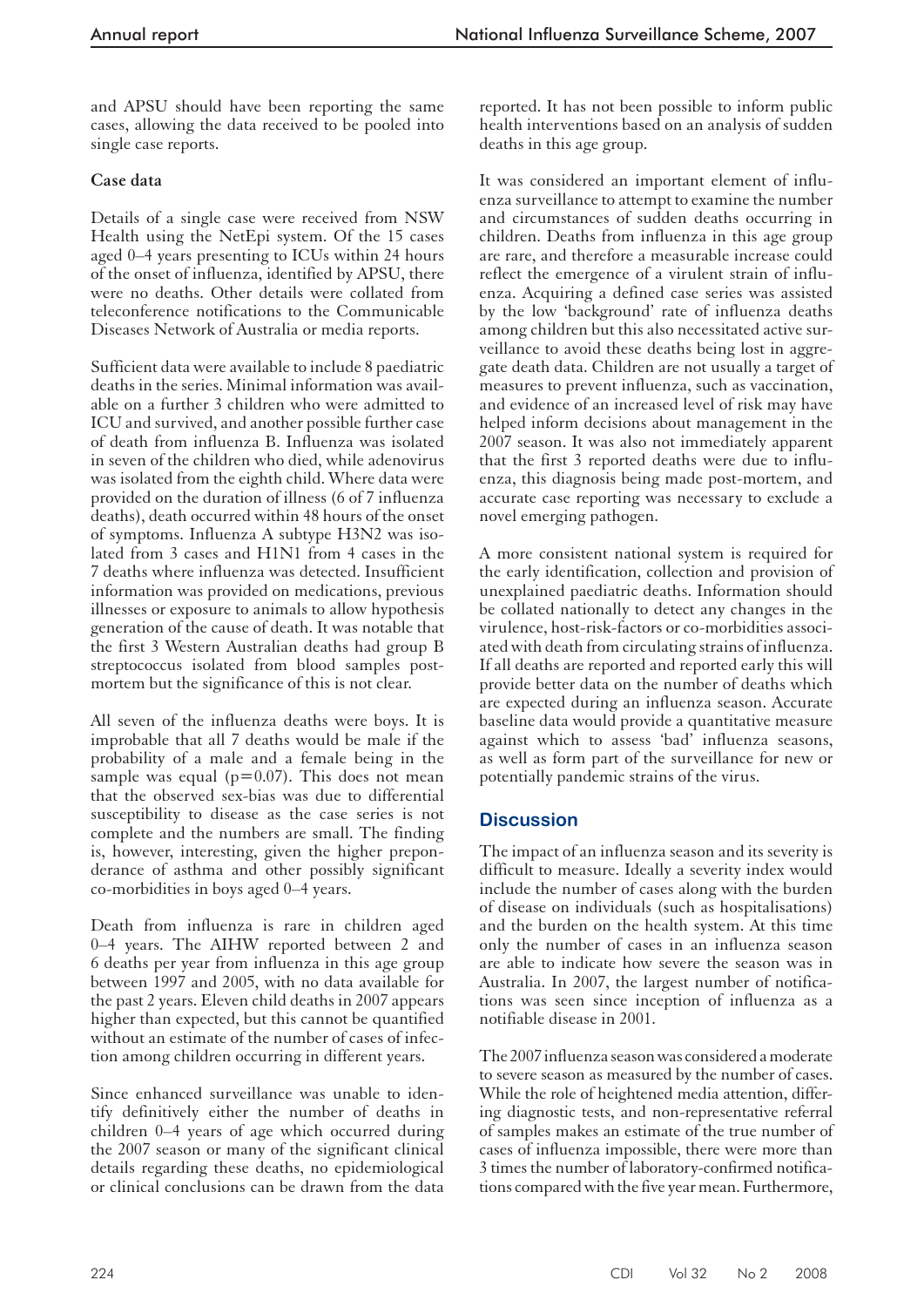and APSU should have been reporting the same cases, allowing the data received to be pooled into single case reports.

**Case data**

Details of a single case were received from NSW Health using the NetEpi system. Of the 15 cases aged 0–4 years presenting to ICUs within 24 hours of the onset of influenza, identified by APSU, there were no deaths. Other details were collated from teleconference notifications to the Communicable Diseases Network of Australia or media reports.

Sufficient data were available to include 8 paediatric deaths in the series. Minimal information was available on a further 3 children who were admitted to ICU and survived, and another possible further case of death from influenza B. Influenza was isolated in seven of the children who died, while adenovirus was isolated from the eighth child. Where data were provided on the duration of illness (6 of 7 influenza deaths), death occurred within 48 hours of the onset of symptoms. Influenza A subtype H3N2 was isolated from 3 cases and H1N1 from 4 cases in the 7 deaths where influenza was detected. Insufficient information was provided on medications, previous illnesses or exposure to animals to allow hypothesis generation of the cause of death. It was notable that the first 3 Western Australian deaths had group B streptococcus isolated from blood samples post-mortem but the significance of this is not clear.

All seven of the influenza deaths were boys. It is improbable that all 7 deaths would be male if the probability of a male and a female being in the sample was equal ($p=0.07$). This does not mean that the observed sex-bias was due to differential susceptibility to disease as the case series is not complete and the numbers are small. The finding is, however, interesting, given the higher preponderance of asthma and other possibly significant co-morbidities in boys aged 0–4 years.

Death from influenza is rare in children aged 0–4 years. The AIHW reported between 2 and 6 deaths per year from influenza in this age group between 1997 and 2005, with no data available for the past 2 years. Eleven child deaths in 2007 appears higher than expected, but this cannot be quantified without an estimate of the number of cases of infection among children occurring in different years.

Since enhanced surveillance was unable to identify definitively either the number of deaths in children 0–4 years of age which occurred during the 2007 season or many of the significant clinical details regarding these deaths, no epidemiological or clinical conclusions can be drawn from the data reported. It has not been possible to inform public health interventions based on an analysis of sudden deaths in this age group.

It was considered an important element of influenza surveillance to attempt to examine the number and circumstances of sudden deaths occurring in children. Deaths from influenza in this age group are rare, and therefore a measurable increase could reflect the emergence of a virulent strain of influenza. Acquiring a defined case series was assisted by the low 'background' rate of influenza deaths among children but this also necessitated active surveillance to avoid these deaths being lost in aggregate death data. Children are not usually a target of measures to prevent influenza, such as vaccination, and evidence of an increased level of risk may have helped inform decisions about management in the 2007 season. It was also not immediately apparent that the first 3 reported deaths were due to influenza, this diagnosis being made post-mortem, and accurate case reporting was necessary to exclude a novel emerging pathogen.

A more consistent national system is required for the early identification, collection and provision of unexplained paediatric deaths. Information should be collated nationally to detect any changes in the virulence, host-risk-factors or co-morbidities associated with death from circulating strains of influenza. If all deaths are reported and reported early this will provide better data on the number of deaths which are expected during an influenza season. Accurate baseline data would provide a quantitative measure against which to assess 'bad' influenza seasons, as well as form part of the surveillance for new or potentially pandemic strains of the virus.

## Discussion

The impact of an influenza season and its severity is difficult to measure. Ideally a severity index would include the number of cases along with the burden of disease on individuals (such as hospitalisations) and the burden on the health system. At this time only the number of cases in an influenza season are able to indicate how severe the season was in Australia. In 2007, the largest number of notifications was seen since inception of influenza as a notifiable disease in 2001.

The 2007 influenza season was considered a moderate to severe season as measured by the number of cases. While the role of heightened media attention, differing diagnostic tests, and non-representative referral of samples makes an estimate of the true number of cases of influenza impossible, there were more than 3 times the number of laboratory-confirmed notifications compared with the five year mean. Furthermore,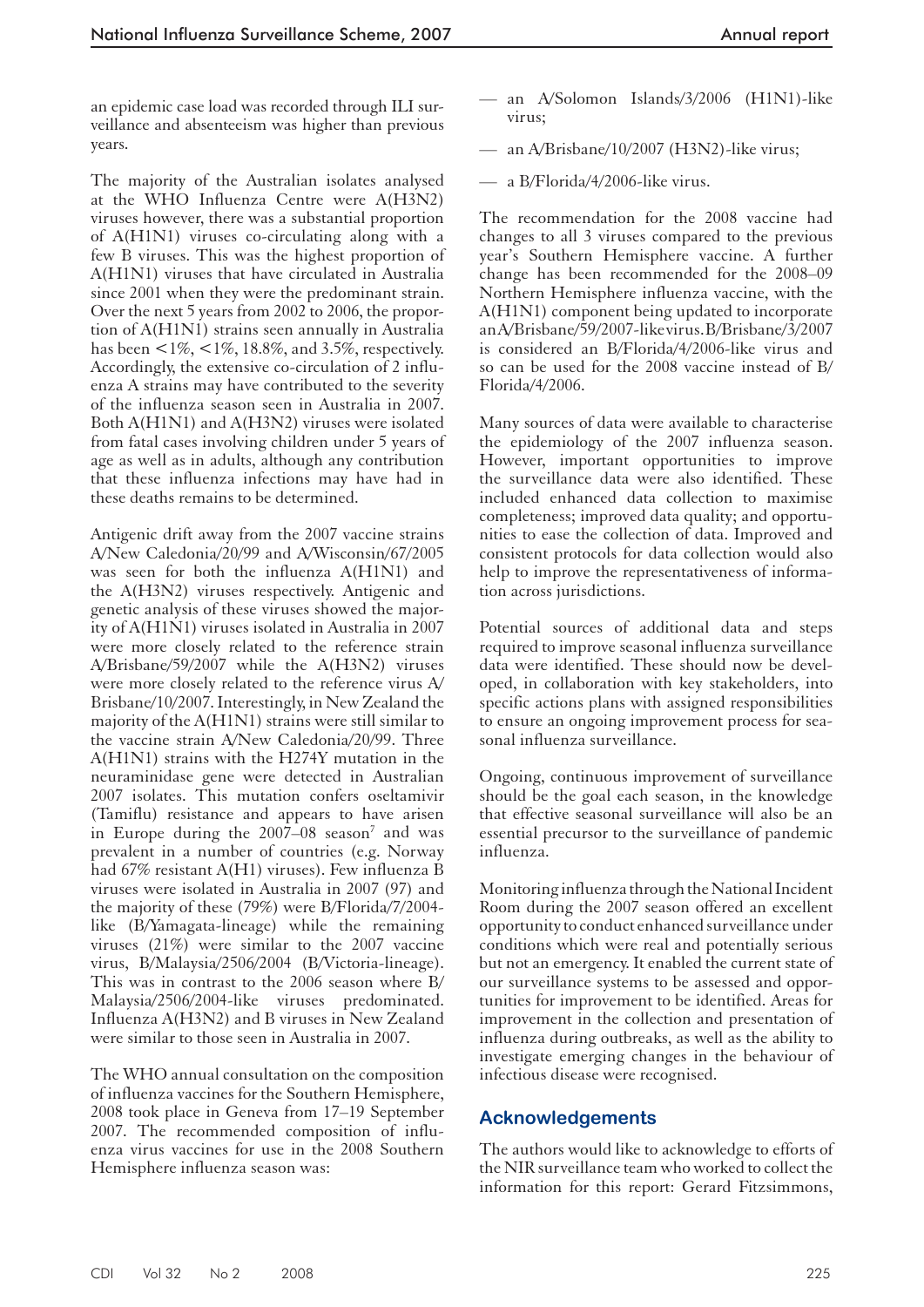an epidemic case load was recorded through ILI surveillance and absenteeism was higher than previous years.

The majority of the Australian isolates analysed at the WHO Influenza Centre were A(H3N2) viruses however, there was a substantial proportion of A(H1N1) viruses co-circulating along with a few B viruses. This was the highest proportion of A(H1N1) viruses that have circulated in Australia since 2001 when they were the predominant strain. Over the next 5 years from 2002 to 2006, the proportion of A(H1N1) strains seen annually in Australia has been <1%, <1%, 18.8%, and 3.5%, respectively. Accordingly, the extensive co-circulation of 2 influenza A strains may have contributed to the severity of the influenza season seen in Australia in 2007. Both A(H1N1) and A(H3N2) viruses were isolated from fatal cases involving children under 5 years of age as well as in adults, although any contribution that these influenza infections may have had in these deaths remains to be determined.

Antigenic drift away from the 2007 vaccine strains A/New Caledonia/20/99 and A/Wisconsin/67/2005 was seen for both the influenza A(H1N1) and the A(H3N2) viruses respectively. Antigenic and genetic analysis of these viruses showed the majority of A(H1N1) viruses isolated in Australia in 2007 were more closely related to the reference strain A/Brisbane/59/2007 while the A(H3N2) viruses were more closely related to the reference virus A/Brisbane/10/2007. Interestingly, in New Zealand the majority of the A(H1N1) strains were still similar to the vaccine strain A/New Caledonia/20/99. Three A(H1N1) strains with the H274Y mutation in the neuraminidase gene were detected in Australian 2007 isolates. This mutation confers oseltamivir (Tamiflu) resistance and appears to have arisen in Europe during the 2007–08 season[7] and was prevalent in a number of countries (e.g. Norway had 67% resistant A(H1) viruses). Few influenza B viruses were isolated in Australia in 2007 (97) and the majority of these (79%) were B/Florida/7/2004-like (B/Yamagata-lineage) while the remaining viruses (21%) were similar to the 2007 vaccine virus, B/Malaysia/2506/2004 (B/Victoria-lineage). This was in contrast to the 2006 season where B/Malaysia/2506/2004-like viruses predominated. Influenza A(H3N2) and B viruses in New Zealand were similar to those seen in Australia in 2007.

The WHO annual consultation on the composition of influenza vaccines for the Southern Hemisphere, 2008 took place in Geneva from 17–19 September 2007. The recommended composition of influenza virus vaccines for use in the 2008 Southern Hemisphere influenza season was:

- an A/Solomon Islands/3/2006 (H1N1)-like virus;
- an A/Brisbane/10/2007 (H3N2)-like virus;
- a B/Florida/4/2006-like virus.

The recommendation for the 2008 vaccine had changes to all 3 viruses compared to the previous year's Southern Hemisphere vaccine. A further change has been recommended for the 2008–09 Northern Hemisphere influenza vaccine, with the A(H1N1) component being updated to incorporate an A/Brisbane/59/2007-like virus. B/Brisbane/3/2007 is considered an B/Florida/4/2006-like virus and so can be used for the 2008 vaccine instead of B/Florida/4/2006.

Many sources of data were available to characterise the epidemiology of the 2007 influenza season. However, important opportunities to improve the surveillance data were also identified. These included enhanced data collection to maximise completeness; improved data quality; and opportunities to ease the collection of data. Improved and consistent protocols for data collection would also help to improve the representativeness of information across jurisdictions.

Potential sources of additional data and steps required to improve seasonal influenza surveillance data were identified. These should now be developed, in collaboration with key stakeholders, into specific actions plans with assigned responsibilities to ensure an ongoing improvement process for seasonal influenza surveillance.

Ongoing, continuous improvement of surveillance should be the goal each season, in the knowledge that effective seasonal surveillance will also be an essential precursor to the surveillance of pandemic influenza.

Monitoring influenza through the National Incident Room during the 2007 season offered an excellent opportunity to conduct enhanced surveillance under conditions which were real and potentially serious but not an emergency. It enabled the current state of our surveillance systems to be assessed and opportunities for improvement to be identified. Areas for improvement in the collection and presentation of influenza during outbreaks, as well as the ability to investigate emerging changes in the behaviour of infectious disease were recognised.

## Acknowledgements

The authors would like to acknowledge to efforts of the NIR surveillance team who worked to collect the information for this report: Gerard Fitzsimmons,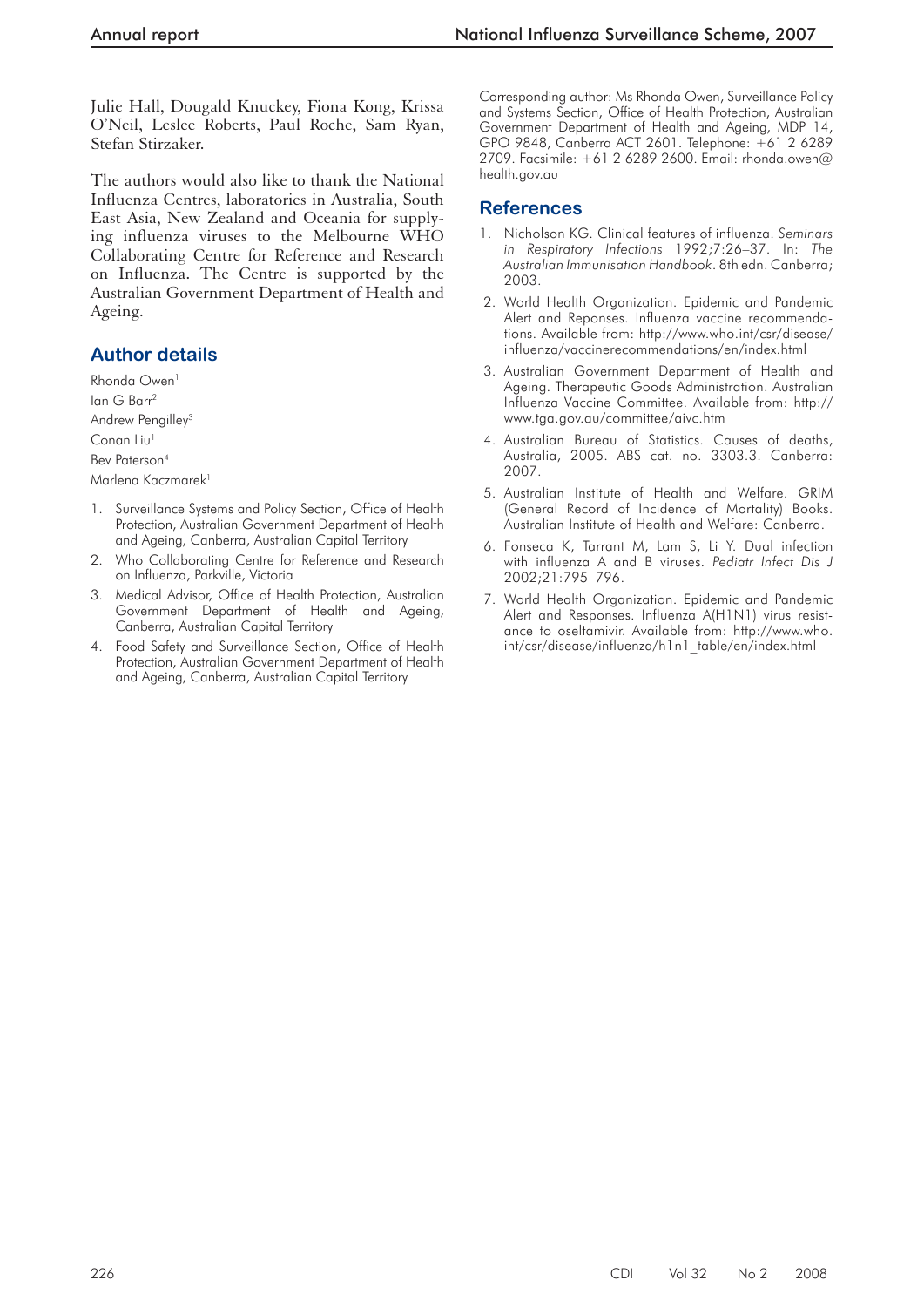Julie Hall, Dougald Knuckey, Fiona Kong, Krissa O'Neil, Leslee Roberts, Paul Roche, Sam Ryan, Stefan Stirzaker.

The authors would also like to thank the National Influenza Centres, laboratories in Australia, South East Asia, New Zealand and Oceania for supplying influenza viruses to the Melbourne WHO Collaborating Centre for Reference and Research on Influenza. The Centre is supported by the Australian Government Department of Health and Ageing.

## Author details

Rhonda Owen[1]
Ian G Barr[2]
Andrew Pengilley[3]
Conan Liu[1]
Bev Paterson[4]
Marlena Kaczmarek[1]

1. Surveillance Systems and Policy Section, Office of Health Protection, Australian Government Department of Health and Ageing, Canberra, Australian Capital Territory
2. Who Collaborating Centre for Reference and Research on Influenza, Parkville, Victoria
3. Medical Advisor, Office of Health Protection, Australian Government Department of Health and Ageing, Canberra, Australian Capital Territory
4. Food Safety and Surveillance Section, Office of Health Protection, Australian Government Department of Health and Ageing, Canberra, Australian Capital Territory

Corresponding author: Ms Rhonda Owen, Surveillance Policy and Systems Section, Office of Health Protection, Australian Government Department of Health and Ageing, MDP 14, GPO 9848, Canberra ACT 2601. Telephone: +61 2 6289 2709. Facsimile: +61 2 6289 2600. Email: rhonda.owen@health.gov.au

## References

1. Nicholson KG. Clinical features of influenza. *Seminars in Respiratory Infections* 1992;7:26–37. In: *The Australian Immunisation Handbook*. 8th edn. Canberra; 2003.
2. World Health Organization. Epidemic and Pandemic Alert and Reponses. Influenza vaccine recommendations. Available from: http://www.who.int/csr/disease/influenza/vaccinerecommendations/en/index.html
3. Australian Government Department of Health and Ageing. Therapeutic Goods Administration. Australian Influenza Vaccine Committee. Available from: http://www.tga.gov.au/committee/aivc.htm
4. Australian Bureau of Statistics. Causes of deaths, Australia, 2005. ABS cat. no. 3303.3. Canberra: 2007.
5. Australian Institute of Health and Welfare. GRIM (General Record of Incidence of Mortality) Books. Australian Institute of Health and Welfare: Canberra.
6. Fonseca K, Tarrant M, Lam S, Li Y. Dual infection with influenza A and B viruses. *Pediatr Infect Dis J* 2002;21:795–796.
7. World Health Organization. Epidemic and Pandemic Alert and Responses. Influenza A(H1N1) virus resistance to oseltamivir. Available from: http://www.who.int/csr/disease/influenza/h1n1_table/en/index.html